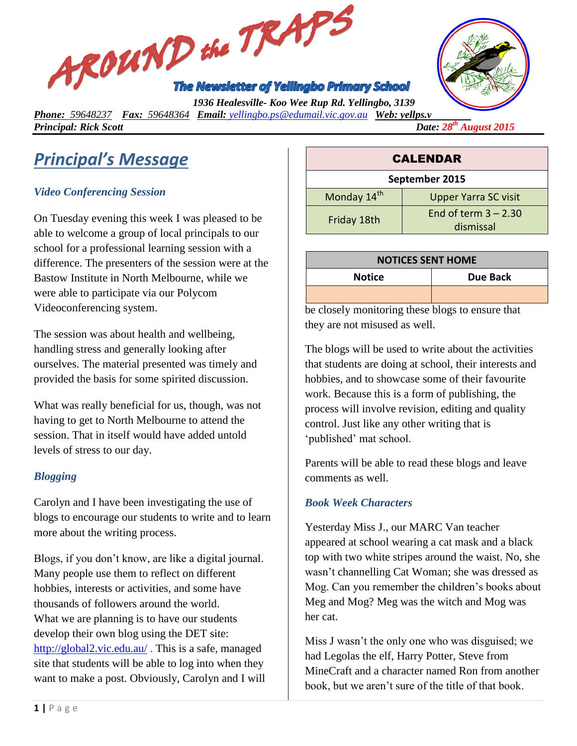# AROUND the TRAPS

**The Newsletter of Yellingbo Primary School**

***1936 Healesville- Koo Wee Rup Rd. Yellingbo, 3139***

***Phone:** 59648237* ***Fax:** 59648364* ***Email:** yellingbo.ps@edumail.vic.gov.au* ***Web:** yellps.v*

***Principal: Rick Scott***

***Date: 28th August 2015***

## Principal's Message

### *Video Conferencing Session*

On Tuesday evening this week I was pleased to be able to welcome a group of local principals to our school for a professional learning session with a difference. The presenters of the session were at the Bastow Institute in North Melbourne, while we were able to participate via our Polycom Videoconferencing system.

The session was about health and wellbeing, handling stress and generally looking after ourselves. The material presented was timely and provided the basis for some spirited discussion.

What was really beneficial for us, though, was not having to get to North Melbourne to attend the session. That in itself would have added untold levels of stress to our day.

### *Blogging*

Carolyn and I have been investigating the use of blogs to encourage our students to write and to learn more about the writing process.

Blogs, if you don't know, are like a digital journal. Many people use them to reflect on different hobbies, interests or activities, and some have thousands of followers around the world.
What we are planning is to have our students develop their own blog using the DET site: http://global2.vic.edu.au/ . This is a safe, managed site that students will be able to log into when they want to make a post. Obviously, Carolyn and I will be closely monitoring these blogs to ensure that they are not misused as well.

The blogs will be used to write about the activities that students are doing at school, their interests and hobbies, and to showcase some of their favourite work. Because this is a form of publishing, the process will involve revision, editing and quality control. Just like any other writing that is 'published' mat school.

Parents will be able to read these blogs and leave comments as well.

### *Book Week Characters*

Yesterday Miss J., our MARC Van teacher appeared at school wearing a cat mask and a black top with two white stripes around the waist. No, she wasn't channelling Cat Woman; she was dressed as Mog. Can you remember the children's books about Meg and Mog? Meg was the witch and Mog was her cat.

Miss J wasn't the only one who was disguised; we had Legolas the elf, Harry Potter, Steve from MineCraft and a character named Ron from another book, but we aren't sure of the title of that book.

| CALENDAR | |
|---|---|
| **September 2015** | |
| Monday 14th | Upper Yarra SC visit |
| Friday 18th | End of term 3 – 2.30 dismissal |

| NOTICES SENT HOME | |
|---|---|
| **Notice** | **Due Back** |
| | |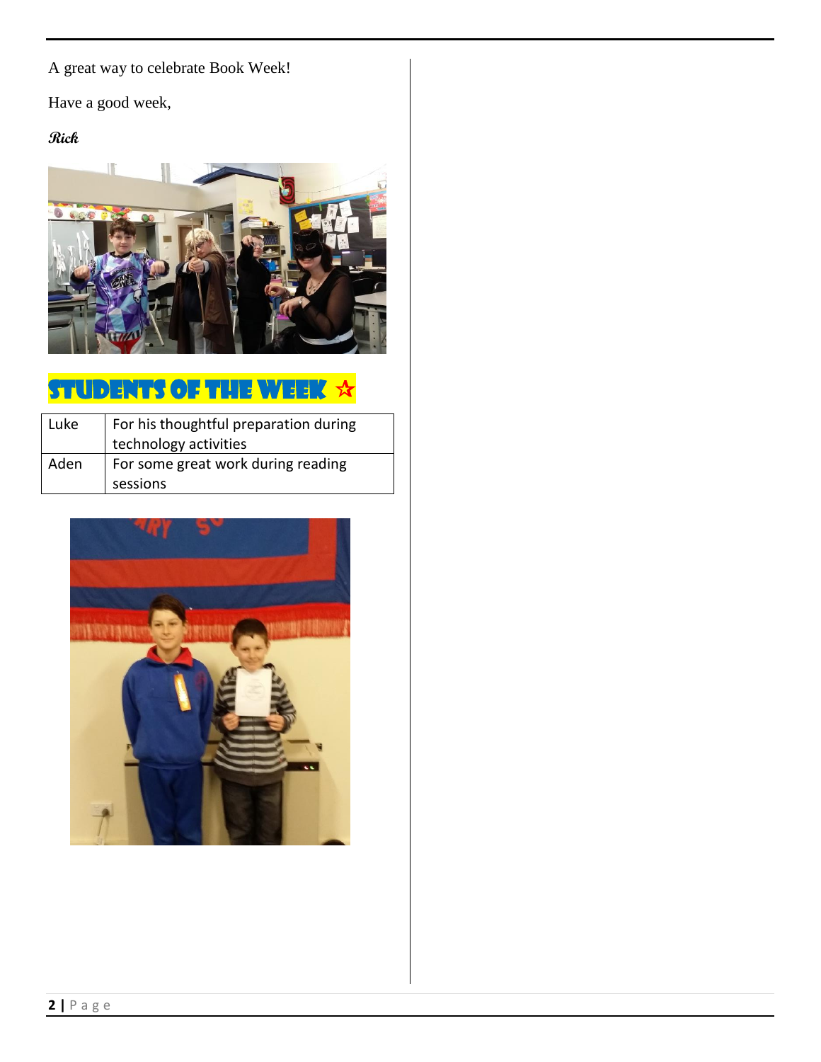A great way to celebrate Book Week!

Have a good week,

***Rick***

## STUDENTS OF THE WEEK ☆

| | |
|---|---|
| Luke | For his thoughtful preparation during technology activities |
| Aden | For some great work during reading sessions |